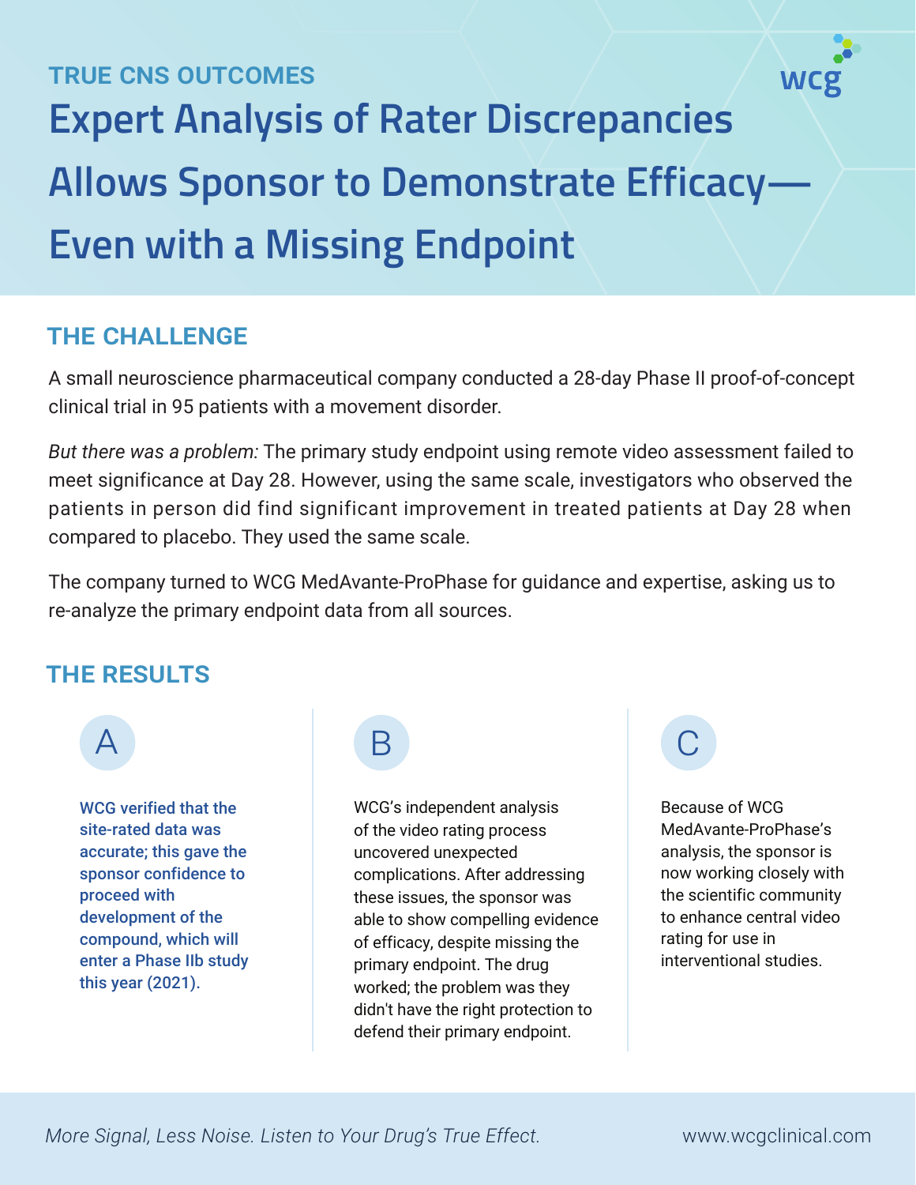TRUE CNS OUTCOMES

# Expert Analysis of Rater Discrepancies Allows Sponsor to Demonstrate Efficacy—Even with a Missing Endpoint

## THE CHALLENGE

A small neuroscience pharmaceutical company conducted a 28-day Phase II proof-of-concept clinical trial in 95 patients with a movement disorder.

*But there was a problem:* The primary study endpoint using remote video assessment failed to meet significance at Day 28. However, using the same scale, investigators who observed the patients in person did find significant improvement in treated patients at Day 28 when compared to placebo. They used the same scale.

The company turned to WCG MedAvante-ProPhase for guidance and expertise, asking us to re-analyze the primary endpoint data from all sources.

## THE RESULTS

### A

**WCG verified that the site-rated data was accurate; this gave the sponsor confidence to proceed with development of the compound, which will enter a Phase IIb study this year (2021).**

### B

WCG's independent analysis of the video rating process uncovered unexpected complications. After addressing these issues, the sponsor was able to show compelling evidence of efficacy, despite missing the primary endpoint. The drug worked; the problem was they didn't have the right protection to defend their primary endpoint.

### C

Because of WCG MedAvante-ProPhase's analysis, the sponsor is now working closely with the scientific community to enhance central video rating for use in interventional studies.

*More Signal, Less Noise. Listen to Your Drug's True Effect.*

www.wcgclinical.com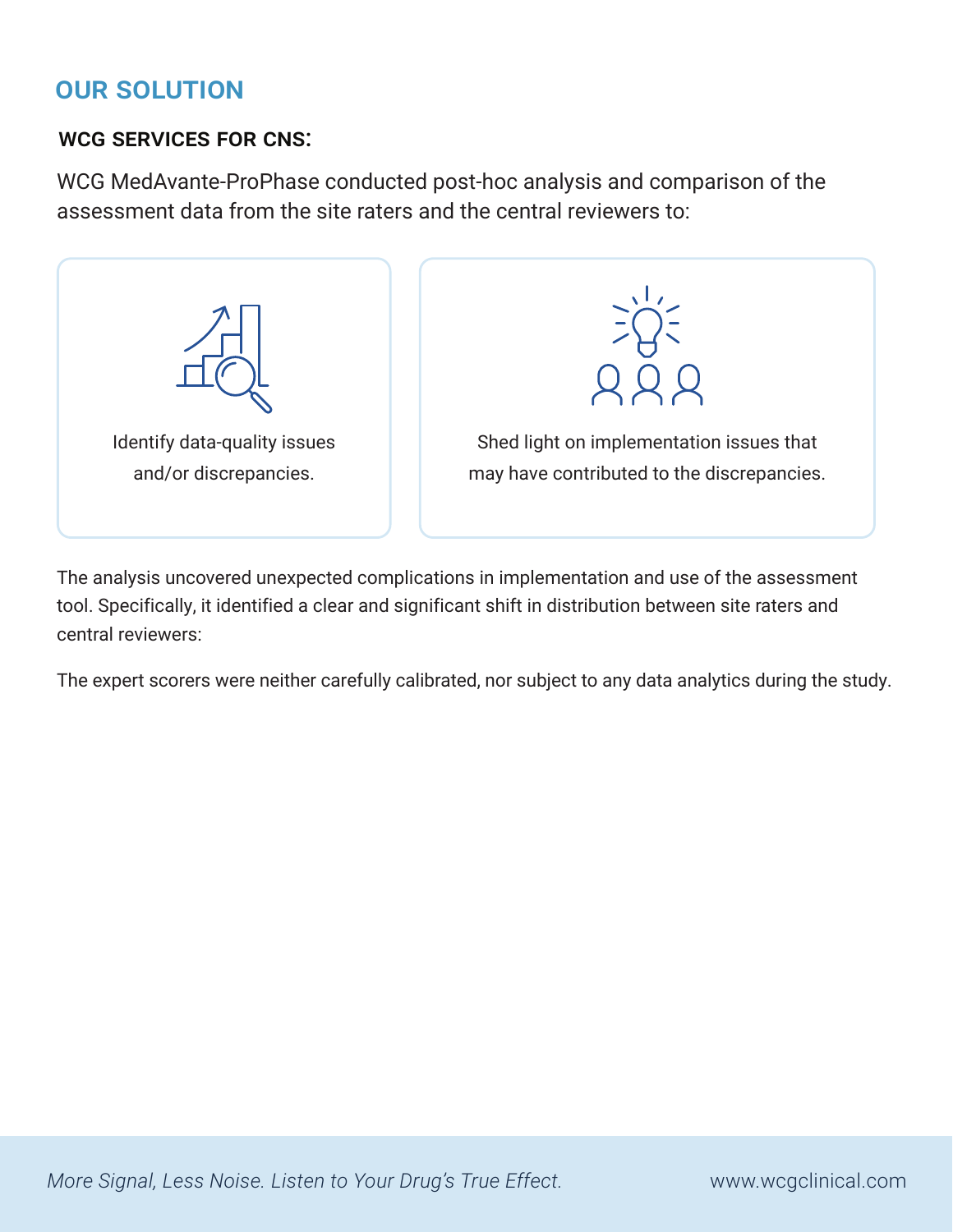## OUR SOLUTION

### WCG SERVICES FOR CNS:

WCG MedAvante-ProPhase conducted post-hoc analysis and comparison of the assessment data from the site raters and the central reviewers to:

Identify data-quality issues and/or discrepancies.

Shed light on implementation issues that may have contributed to the discrepancies.

The analysis uncovered unexpected complications in implementation and use of the assessment tool. Specifically, it identified a clear and significant shift in distribution between site raters and central reviewers:

The expert scorers were neither carefully calibrated, nor subject to any data analytics during the study.

*More Signal, Less Noise. Listen to Your Drug's True Effect.*

www.wcgclinical.com